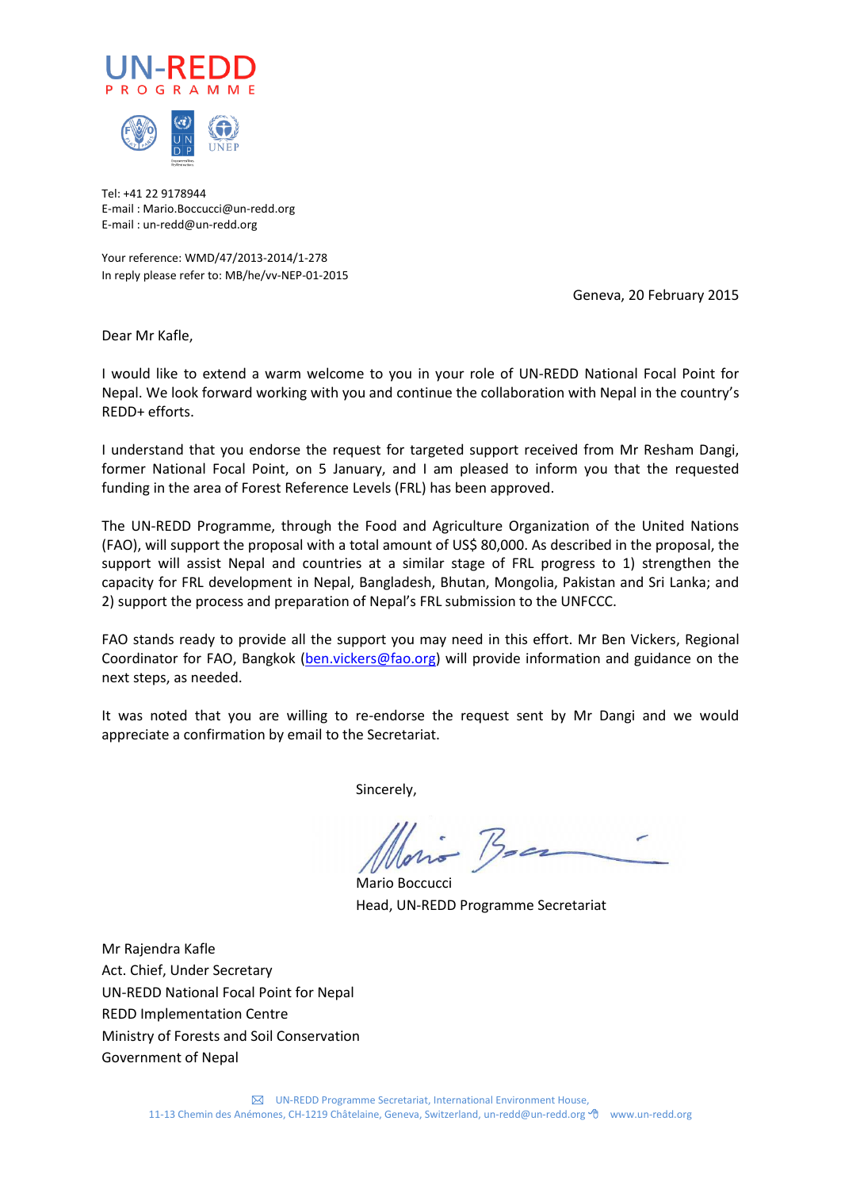UN-REDD
PROGRAMME

Tel: +41 22 9178944
E-mail : Mario.Boccucci@un-redd.org
E-mail : un-redd@un-redd.org

Your reference: WMD/47/2013-2014/1-278
In reply please refer to: MB/he/vv-NEP-01-2015

Geneva, 20 February 2015

Dear Mr Kafle,

I would like to extend a warm welcome to you in your role of UN-REDD National Focal Point for Nepal. We look forward working with you and continue the collaboration with Nepal in the country's REDD+ efforts.

I understand that you endorse the request for targeted support received from Mr Resham Dangi, former National Focal Point, on 5 January, and I am pleased to inform you that the requested funding in the area of Forest Reference Levels (FRL) has been approved.

The UN-REDD Programme, through the Food and Agriculture Organization of the United Nations (FAO), will support the proposal with a total amount of US$ 80,000. As described in the proposal, the support will assist Nepal and countries at a similar stage of FRL progress to 1) strengthen the capacity for FRL development in Nepal, Bangladesh, Bhutan, Mongolia, Pakistan and Sri Lanka; and 2) support the process and preparation of Nepal's FRL submission to the UNFCCC.

FAO stands ready to provide all the support you may need in this effort. Mr Ben Vickers, Regional Coordinator for FAO, Bangkok (ben.vickers@fao.org) will provide information and guidance on the next steps, as needed.

It was noted that you are willing to re-endorse the request sent by Mr Dangi and we would appreciate a confirmation by email to the Secretariat.

Sincerely,

Mario Boccucci
Head, UN-REDD Programme Secretariat

Mr Rajendra Kafle
Act. Chief, Under Secretary
UN-REDD National Focal Point for Nepal
REDD Implementation Centre
Ministry of Forests and Soil Conservation
Government of Nepal

UN-REDD Programme Secretariat, International Environment House,
11-13 Chemin des Anémones, CH-1219 Châtelaine, Geneva, Switzerland, un-redd@un-redd.org www.un-redd.org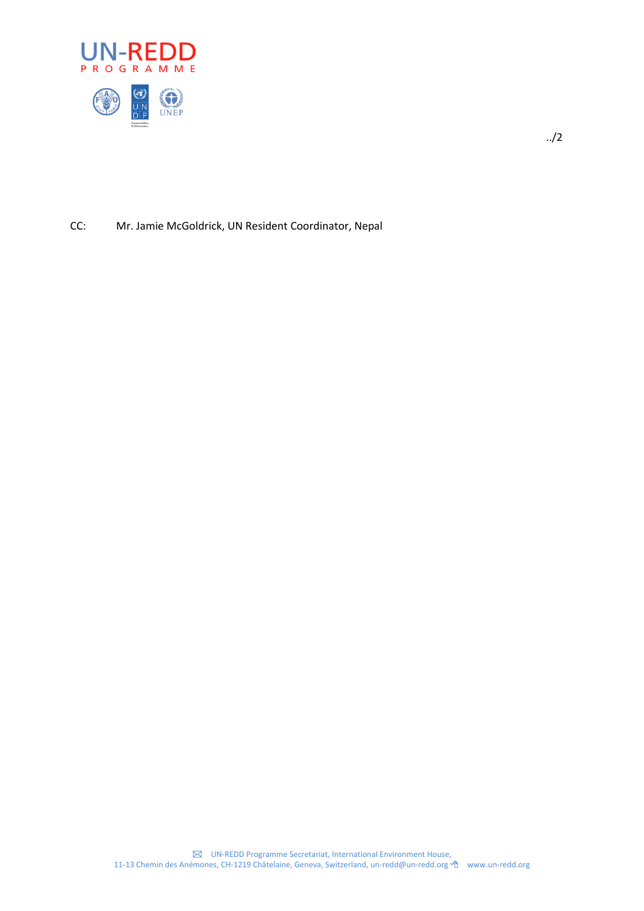CC: Mr. Jamie McGoldrick, UN Resident Coordinator, Nepal